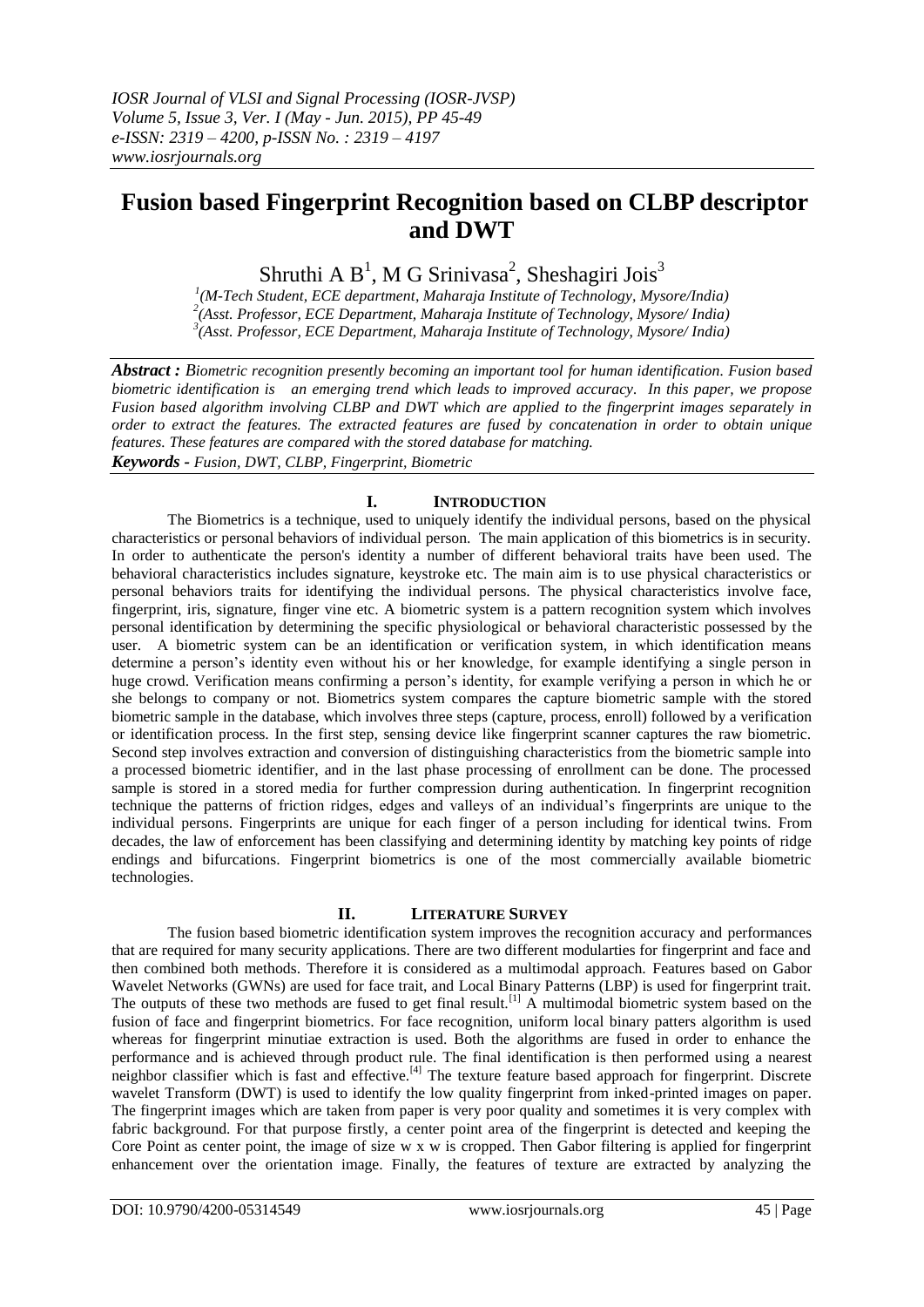# Fusion based Fingerprint Recognition based on CLBP descriptor and DWT

Shruthi A B[1], M G Srinivasa[2], Sheshagiri Jois[3]

[1](M-Tech Student, ECE department, Maharaja Institute of Technology, Mysore/India)
[2](Asst. Professor, ECE Department, Maharaja Institute of Technology, Mysore/ India)
[3](Asst. Professor, ECE Department, Maharaja Institute of Technology, Mysore/ India)

***Abstract :*** *Biometric recognition presently becoming an important tool for human identification. Fusion based biometric identification is an emerging trend which leads to improved accuracy. In this paper, we propose Fusion based algorithm involving CLBP and DWT which are applied to the fingerprint images separately in order to extract the features. The extracted features are fused by concatenation in order to obtain unique features. These features are compared with the stored database for matching.*

***Keywords -*** *Fusion, DWT, CLBP, Fingerprint, Biometric*

## I. Introduction

The Biometrics is a technique, used to uniquely identify the individual persons, based on the physical characteristics or personal behaviors of individual person. The main application of this biometrics is in security. In order to authenticate the person's identity a number of different behavioral traits have been used. The behavioral characteristics includes signature, keystroke etc. The main aim is to use physical characteristics or personal behaviors traits for identifying the individual persons. The physical characteristics involve face, fingerprint, iris, signature, finger vine etc. A biometric system is a pattern recognition system which involves personal identification by determining the specific physiological or behavioral characteristic possessed by the user. A biometric system can be an identification or verification system, in which identification means determine a person's identity even without his or her knowledge, for example identifying a single person in huge crowd. Verification means confirming a person's identity, for example verifying a person in which he or she belongs to company or not. Biometrics system compares the capture biometric sample with the stored biometric sample in the database, which involves three steps (capture, process, enroll) followed by a verification or identification process. In the first step, sensing device like fingerprint scanner captures the raw biometric. Second step involves extraction and conversion of distinguishing characteristics from the biometric sample into a processed biometric identifier, and in the last phase processing of enrollment can be done. The processed sample is stored in a stored media for further compression during authentication. In fingerprint recognition technique the patterns of friction ridges, edges and valleys of an individual's fingerprints are unique to the individual persons. Fingerprints are unique for each finger of a person including for identical twins. From decades, the law of enforcement has been classifying and determining identity by matching key points of ridge endings and bifurcations. Fingerprint biometrics is one of the most commercially available biometric technologies.

## II. Literature Survey

The fusion based biometric identification system improves the recognition accuracy and performances that are required for many security applications. There are two different modularties for fingerprint and face and then combined both methods. Therefore it is considered as a multimodal approach. Features based on Gabor Wavelet Networks (GWNs) are used for face trait, and Local Binary Patterns (LBP) is used for fingerprint trait. The outputs of these two methods are fused to get final result.[1] A multimodal biometric system based on the fusion of face and fingerprint biometrics. For face recognition, uniform local binary patters algorithm is used whereas for fingerprint minutiae extraction is used. Both the algorithms are fused in order to enhance the performance and is achieved through product rule. The final identification is then performed using a nearest neighbor classifier which is fast and effective.[4] The texture feature based approach for fingerprint. Discrete wavelet Transform (DWT) is used to identify the low quality fingerprint from inked-printed images on paper. The fingerprint images which are taken from paper is very poor quality and sometimes it is very complex with fabric background. For that purpose firstly, a center point area of the fingerprint is detected and keeping the Core Point as center point, the image of size w x w is cropped. Then Gabor filtering is applied for fingerprint enhancement over the orientation image. Finally, the features of texture are extracted by analyzing the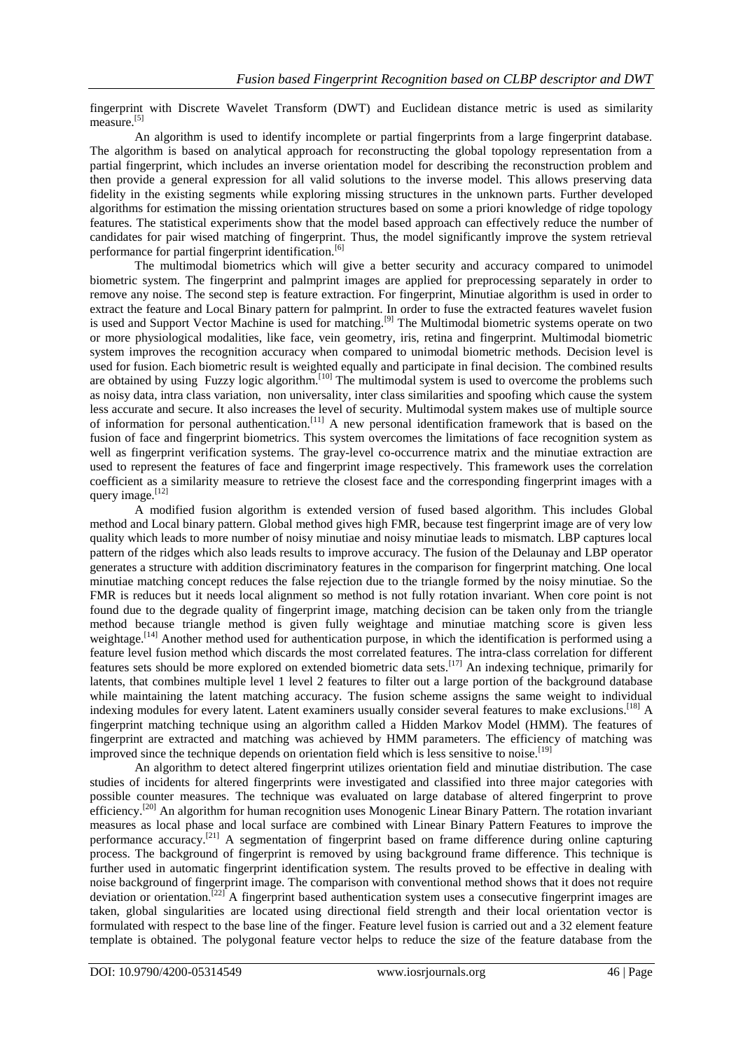fingerprint with Discrete Wavelet Transform (DWT) and Euclidean distance metric is used as similarity measure.[5]

An algorithm is used to identify incomplete or partial fingerprints from a large fingerprint database. The algorithm is based on analytical approach for reconstructing the global topology representation from a partial fingerprint, which includes an inverse orientation model for describing the reconstruction problem and then provide a general expression for all valid solutions to the inverse model. This allows preserving data fidelity in the existing segments while exploring missing structures in the unknown parts. Further developed algorithms for estimation the missing orientation structures based on some a priori knowledge of ridge topology features. The statistical experiments show that the model based approach can effectively reduce the number of candidates for pair wised matching of fingerprint. Thus, the model significantly improve the system retrieval performance for partial fingerprint identification.[6]

The multimodal biometrics which will give a better security and accuracy compared to unimodel biometric system. The fingerprint and palmprint images are applied for preprocessing separately in order to remove any noise. The second step is feature extraction. For fingerprint, Minutiae algorithm is used in order to extract the feature and Local Binary pattern for palmprint. In order to fuse the extracted features wavelet fusion is used and Support Vector Machine is used for matching.[9] The Multimodal biometric systems operate on two or more physiological modalities, like face, vein geometry, iris, retina and fingerprint. Multimodal biometric system improves the recognition accuracy when compared to unimodal biometric methods. Decision level is used for fusion. Each biometric result is weighted equally and participate in final decision. The combined results are obtained by using Fuzzy logic algorithm.[10] The multimodal system is used to overcome the problems such as noisy data, intra class variation, non universality, inter class similarities and spoofing which cause the system less accurate and secure. It also increases the level of security. Multimodal system makes use of multiple source of information for personal authentication.[11] A new personal identification framework that is based on the fusion of face and fingerprint biometrics. This system overcomes the limitations of face recognition system as well as fingerprint verification systems. The gray-level co-occurrence matrix and the minutiae extraction are used to represent the features of face and fingerprint image respectively. This framework uses the correlation coefficient as a similarity measure to retrieve the closest face and the corresponding fingerprint images with a query image.[12]

A modified fusion algorithm is extended version of fused based algorithm. This includes Global method and Local binary pattern. Global method gives high FMR, because test fingerprint image are of very low quality which leads to more number of noisy minutiae and noisy minutiae leads to mismatch. LBP captures local pattern of the ridges which also leads results to improve accuracy. The fusion of the Delaunay and LBP operator generates a structure with addition discriminatory features in the comparison for fingerprint matching. One local minutiae matching concept reduces the false rejection due to the triangle formed by the noisy minutiae. So the FMR is reduces but it needs local alignment so method is not fully rotation invariant. When core point is not found due to the degrade quality of fingerprint image, matching decision can be taken only from the triangle method because triangle method is given fully weightage and minutiae matching score is given less weightage.[14] Another method used for authentication purpose, in which the identification is performed using a feature level fusion method which discards the most correlated features. The intra-class correlation for different features sets should be more explored on extended biometric data sets.[17] An indexing technique, primarily for latents, that combines multiple level 1 level 2 features to filter out a large portion of the background database while maintaining the latent matching accuracy. The fusion scheme assigns the same weight to individual indexing modules for every latent. Latent examiners usually consider several features to make exclusions.[18] A fingerprint matching technique using an algorithm called a Hidden Markov Model (HMM). The features of fingerprint are extracted and matching was achieved by HMM parameters. The efficiency of matching was improved since the technique depends on orientation field which is less sensitive to noise.[19]

An algorithm to detect altered fingerprint utilizes orientation field and minutiae distribution. The case studies of incidents for altered fingerprints were investigated and classified into three major categories with possible counter measures. The technique was evaluated on large database of altered fingerprint to prove efficiency.[20] An algorithm for human recognition uses Monogenic Linear Binary Pattern. The rotation invariant measures as local phase and local surface are combined with Linear Binary Pattern Features to improve the performance accuracy.[21] A segmentation of fingerprint based on frame difference during online capturing process. The background of fingerprint is removed by using background frame difference. This technique is further used in automatic fingerprint identification system. The results proved to be effective in dealing with noise background of fingerprint image. The comparison with conventional method shows that it does not require deviation or orientation.[22] A fingerprint based authentication system uses a consecutive fingerprint images are taken, global singularities are located using directional field strength and their local orientation vector is formulated with respect to the base line of the finger. Feature level fusion is carried out and a 32 element feature template is obtained. The polygonal feature vector helps to reduce the size of the feature database from the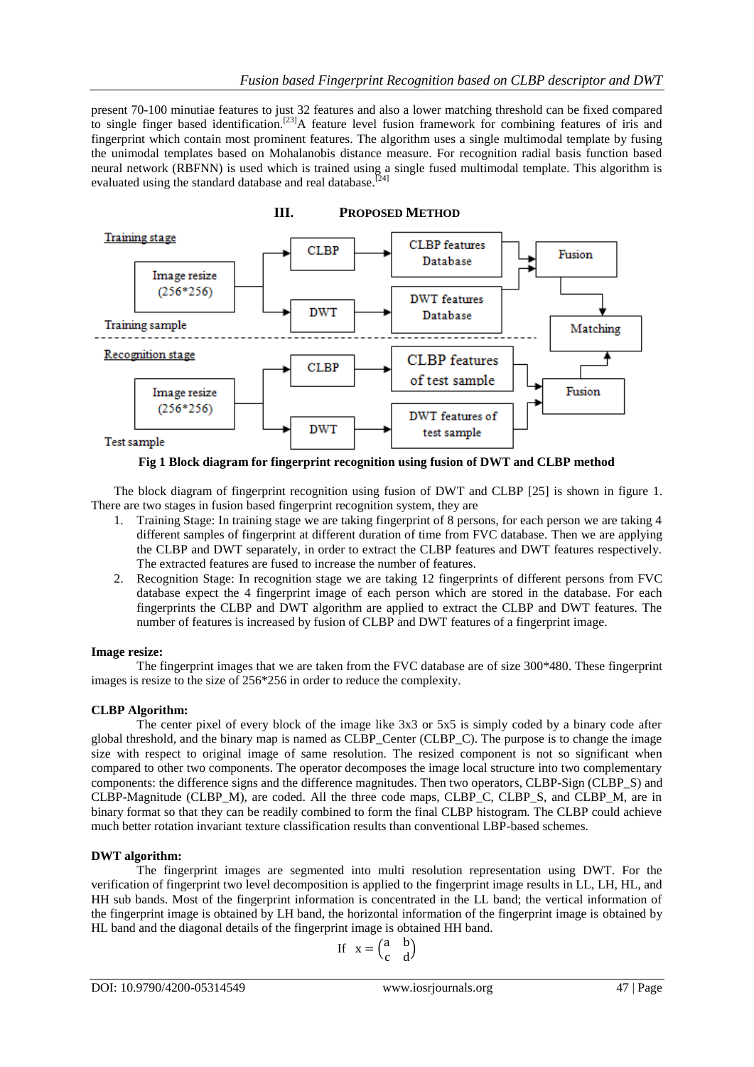present 70-100 minutiae features to just 32 features and also a lower matching threshold can be fixed compared to single finger based identification.[23]A feature level fusion framework for combining features of iris and fingerprint which contain most prominent features. The algorithm uses a single multimodal template by fusing the unimodal templates based on Mohalanobis distance measure. For recognition radial basis function based neural network (RBFNN) is used which is trained using a single fused multimodal template. This algorithm is evaluated using the standard database and real database.[24]

## III. Proposed Method

**Fig 1 Block diagram for fingerprint recognition using fusion of DWT and CLBP method**

The block diagram of fingerprint recognition using fusion of DWT and CLBP [25] is shown in figure 1. There are two stages in fusion based fingerprint recognition system, they are

1. Training Stage: In training stage we are taking fingerprint of 8 persons, for each person we are taking 4 different samples of fingerprint at different duration of time from FVC database. Then we are applying the CLBP and DWT separately, in order to extract the CLBP features and DWT features respectively. The extracted features are fused to increase the number of features.
2. Recognition Stage: In recognition stage we are taking 12 fingerprints of different persons from FVC database expect the 4 fingerprint image of each person which are stored in the database. For each fingerprints the CLBP and DWT algorithm are applied to extract the CLBP and DWT features. The number of features is increased by fusion of CLBP and DWT features of a fingerprint image.

**Image resize:**

The fingerprint images that we are taken from the FVC database are of size 300*480. These fingerprint images is resize to the size of 256*256 in order to reduce the complexity.

**CLBP Algorithm:**

The center pixel of every block of the image like 3x3 or 5x5 is simply coded by a binary code after global threshold, and the binary map is named as CLBP_Center (CLBP_C). The purpose is to change the image size with respect to original image of same resolution. The resized component is not so significant when compared to other two components. The operator decomposes the image local structure into two complementary components: the difference signs and the difference magnitudes. Then two operators, CLBP-Sign (CLBP_S) and CLBP-Magnitude (CLBP_M), are coded. All the three code maps, CLBP_C, CLBP_S, and CLBP_M, are in binary format so that they can be readily combined to form the final CLBP histogram. The CLBP could achieve much better rotation invariant texture classification results than conventional LBP-based schemes.

**DWT algorithm:**

The fingerprint images are segmented into multi resolution representation using DWT. For the verification of fingerprint two level decomposition is applied to the fingerprint image results in LL, LH, HL, and HH sub bands. Most of the fingerprint information is concentrated in the LL band; the vertical information of the fingerprint image is obtained by LH band, the horizontal information of the fingerprint image is obtained by HL band and the diagonal details of the fingerprint image is obtained HH band.

$$\text{If } \; x = \begin{pmatrix} a & b \\ c & d \end{pmatrix}$$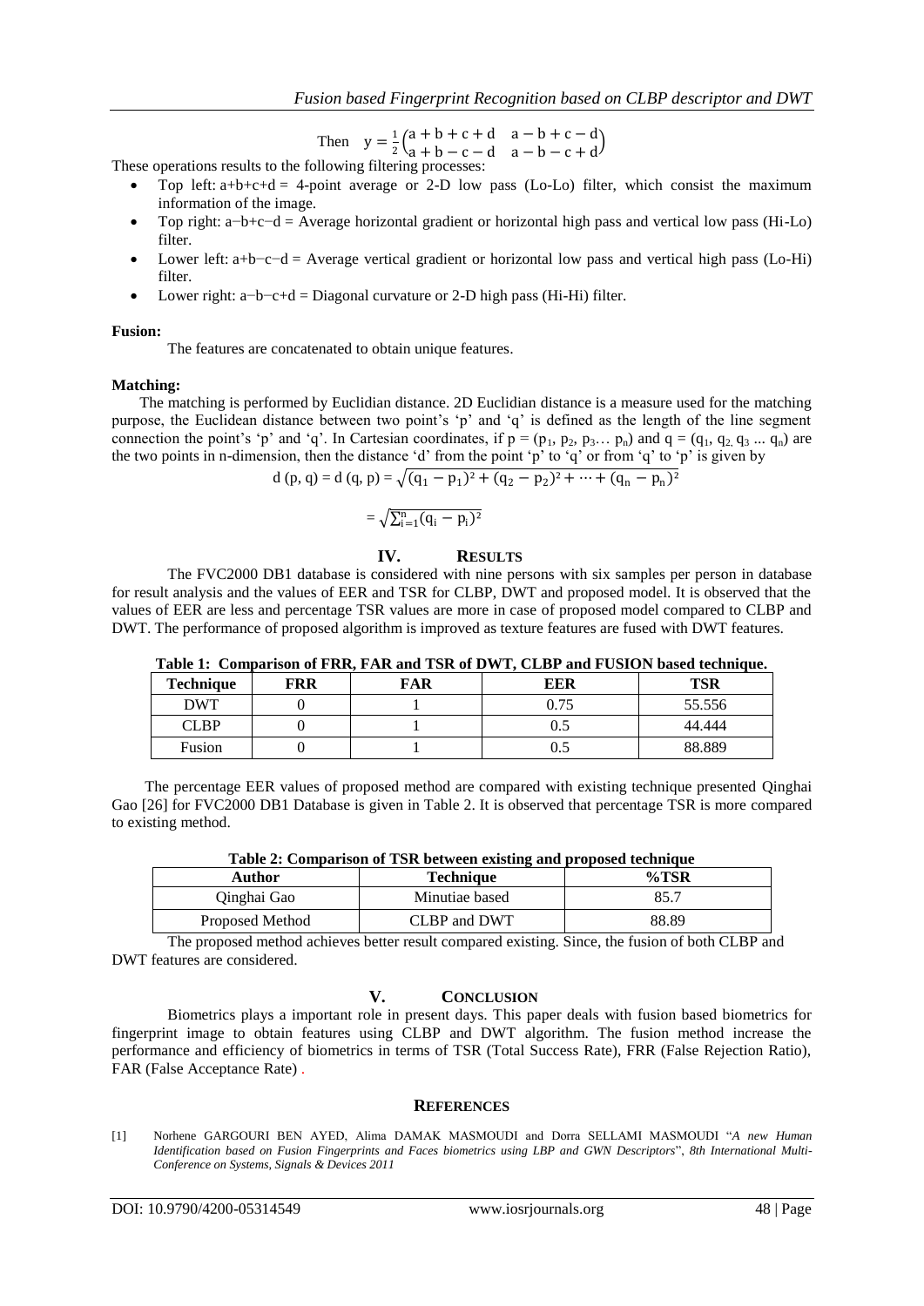$$\text{Then} \quad y = \frac{1}{2}\begin{pmatrix} a+b+c+d & a-b+c-d \\ a+b-c-d & a-b-c+d \end{pmatrix}$$

These operations results to the following filtering processes:

- Top left: a+b+c+d = 4-point average or 2-D low pass (Lo-Lo) filter, which consist the maximum information of the image.
- Top right: a−b+c−d = Average horizontal gradient or horizontal high pass and vertical low pass (Hi-Lo) filter.
- Lower left: a+b−c−d = Average vertical gradient or horizontal low pass and vertical high pass (Lo-Hi) filter.
- Lower right: a−b−c+d = Diagonal curvature or 2-D high pass (Hi-Hi) filter.

**Fusion:**

The features are concatenated to obtain unique features.

**Matching:**

The matching is performed by Euclidian distance. 2D Euclidian distance is a measure used for the matching purpose, the Euclidean distance between two point's 'p' and 'q' is defined as the length of the line segment connection the point's 'p' and 'q'. In Cartesian coordinates, if $p = (p_1, p_2, p_3 \ldots p_n)$ and $q = (q_1, q_2, q_3 \ldots q_n)$ are the two points in n-dimension, then the distance 'd' from the point 'p' to 'q' or from 'q' to 'p' is given by

$$d(p, q) = d(q, p) = \sqrt{(q_1 - p_1)^2 + (q_2 - p_2)^2 + \cdots + (q_n - p_n)^2}$$

$$= \sqrt{\sum_{i=1}^{n} (q_i - p_i)^2}$$

## IV. Results

The FVC2000 DB1 database is considered with nine persons with six samples per person in database for result analysis and the values of EER and TSR for CLBP, DWT and proposed model. It is observed that the values of EER are less and percentage TSR values are more in case of proposed model compared to CLBP and DWT. The performance of proposed algorithm is improved as texture features are fused with DWT features.

**Table 1: Comparison of FRR, FAR and TSR of DWT, CLBP and FUSION based technique.**

| Technique | FRR | FAR | EER | TSR |
|---|---|---|---|---|
| DWT | 0 | 1 | 0.75 | 55.556 |
| CLBP | 0 | 1 | 0.5 | 44.444 |
| Fusion | 0 | 1 | 0.5 | 88.889 |

The percentage EER values of proposed method are compared with existing technique presented Qinghai Gao [26] for FVC2000 DB1 Database is given in Table 2. It is observed that percentage TSR is more compared to existing method.

**Table 2: Comparison of TSR between existing and proposed technique**

| Author | Technique | %TSR |
|---|---|---|
| Qinghai Gao | Minutiae based | 85.7 |
| Proposed Method | CLBP and DWT | 88.89 |

The proposed method achieves better result compared existing. Since, the fusion of both CLBP and DWT features are considered.

## V. Conclusion

Biometrics plays a important role in present days. This paper deals with fusion based biometrics for fingerprint image to obtain features using CLBP and DWT algorithm. The fusion method increase the performance and efficiency of biometrics in terms of TSR (Total Success Rate), FRR (False Rejection Ratio), FAR (False Acceptance Rate) .

## References

[1] Norhene GARGOURI BEN AYED, Alima DAMAK MASMOUDI and Dorra SELLAMI MASMOUDI "*A new Human Identification based on Fusion Fingerprints and Faces biometrics using LBP and GWN Descriptors*", *8th International Multi-Conference on Systems, Signals & Devices 2011*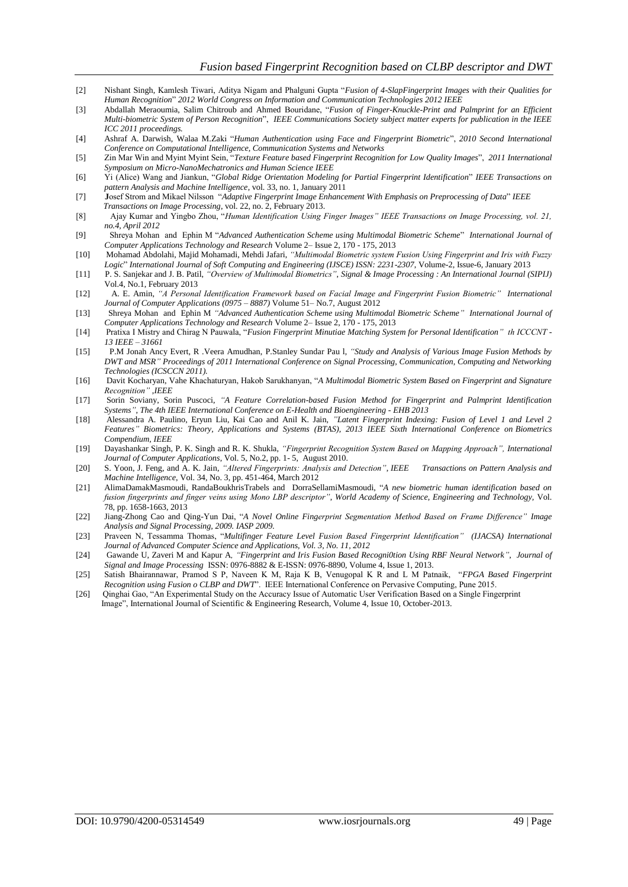[2] Nishant Singh, Kamlesh Tiwari, Aditya Nigam and Phalguni Gupta "*Fusion of 4-SlapFingerprint Images with their Qualities for Human Recognition*" *2012 World Congress on Information and Communication Technologies 2012 IEEE*

[3] Abdallah Meraoumia, Salim Chitroub and Ahmed Bouridane, "*Fusion of Finger-Knuckle-Print and Palmprint for an Efficient Multi-biometric System of Person Recognition*", *IEEE Communications Society subject matter experts for publication in the IEEE ICC 2011 proceedings.*

[4] Ashraf A. Darwish, Walaa M.Zaki "*Human Authentication using Face and Fingerprint Biometric*", *2010 Second International Conference on Computational Intelligence, Communication Systems and Networks*

[5] Zin Mar Win and Myint Myint Sein, "*Texture Feature based Fingerprint Recognition for Low Quality Images*", *2011 International Symposium on Micro-NanoMechatronics and Human Science IEEE*

[6] Yi (Alice) Wang and Jiankun, "*Global Ridge Orientation Modeling for Partial Fingerprint Identification*" *IEEE Transactions on pattern Analysis and Machine Intelligence*, vol. 33, no. 1, January 2011

[7] Josef Strom and Mikael Nilsson "*Adaptive Fingerprint Image Enhancement With Emphasis on Preprocessing of Data*" *IEEE Transactions on Image Processing*, vol. 22, no. 2, February 2013.

[8] Ajay Kumar and Yingbo Zhou, "*Human Identification Using Finger Images" IEEE Transactions on Image Processing, vol. 21, no.4, April 2012*

[9] Shreya Mohan and Ephin M "*Advanced Authentication Scheme using Multimodal Biometric Scheme*" *International Journal of Computer Applications Technology and Research* Volume 2– Issue 2, 170 - 175, 2013

[10] Mohamad Abdolahi, Majid Mohamadi, Mehdi Jafari, *"Multimodal Biometric system Fusion Using Fingerprint and Iris with Fuzzy Logic*" *International Journal of Soft Computing and Engineering (IJSCE) ISSN: 2231-2307*, Volume-2, Issue-6, January 2013

[11] P. S. Sanjekar and J. B. Patil, *"Overview of Multimodal Biometrics", Signal & Image Processing : An International Journal (SIPIJ)* Vol.4, No.1, February 2013

[12] A. E. Amin, *"A Personal Identification Framework based on Facial Image and Fingerprint Fusion Biometric" International Journal of Computer Applications (0975 – 8887)* Volume 51– No.7, August 2012

[13] Shreya Mohan and Ephin M *"Advanced Authentication Scheme using Multimodal Biometric Scheme" International Journal of Computer Applications Technology and Research* Volume 2– Issue 2, 170 - 175, 2013

[14] Pratixa I Mistry and Chirag N Pauwala, "*Fusion Fingerprint Minutiae Matching System for Personal Identification" th ICCCNT - 13 IEEE – 31661*

[15] P.M Jonah Ancy Evert, R .Veera Amudhan, P.Stanley Sundar Pau l, *"Study and Analysis of Various Image Fusion Methods by DWT and MSR" Proceedings of 2011 International Conference on Signal Processing, Communication, Computing and Networking Technologies (ICSCCN 2011).*

[16] Davit Kocharyan, Vahe Khachaturyan, Hakob Sarukhanyan, "*A Multimodal Biometric System Based on Fingerprint and Signature Recognition" ,IEEE*

[17] Sorin Soviany, Sorin Puscoci, *"A Feature Correlation-based Fusion Method for Fingerprint and Palmprint Identification Systems", The 4th IEEE International Conference on E-Health and Bioengineering - EHB 2013*

[18] Alessandra A. Paulino, Eryun Liu, Kai Cao and Anil K. Jain, *"Latent Fingerprint Indexing: Fusion of Level 1 and Level 2 Features" Biometrics: Theory, Applications and Systems (BTAS), 2013 IEEE Sixth International Conference on Biometrics Compendium, IEEE*

[19] Dayashankar Singh, P. K. Singh and R. K. Shukla, *"Fingerprint Recognition System Based on Mapping Approach", International Journal of Computer Applications*, Vol. 5, No.2, pp. 1- 5, August 2010.

[20] S. Yoon, J. Feng, and A. K. Jain, *"Altered Fingerprints: Analysis and Detection", IEEE Transactions on Pattern Analysis and Machine Intelligence*, Vol. 34, No. 3, pp. 451-464, March 2012

[21] AlimaDamakMasmoudi, RandaBoukhrisTrabels and DorraSellamiMasmoudi, "*A new biometric human identification based on fusion fingerprints and finger veins using Mono LBP descriptor", World Academy of Science, Engineering and Technology*, Vol. 78, pp. 1658-1663, 2013

[22] Jiang-Zhong Cao and Qing-Yun Dai, "*A Novel Online Fingerprint Segmentation Method Based on Frame Difference" Image Analysis and Signal Processing, 2009. IASP 2009.*

[23] Praveen N, Tessamma Thomas, "*Multifinger Feature Level Fusion Based Fingerprint Identification" (IJACSA) International Journal of Advanced Computer Science and Applications, Vol. 3, No. 11, 2012*

[24] Gawande U, Zaveri M and Kapur A, *"Fingerprint and Iris Fusion Based Recogni0tion Using RBF Neural Network", Journal of Signal and Image Processing* ISSN: 0976-8882 & E-ISSN: 0976-8890, Volume 4, Issue 1, 2013.

[25] Satish Bhairannawar, Pramod S P, Naveen K M, Raja K B, Venugopal K R and L M Patnaik, "*FPGA Based Fingerprint Recognition using Fusion o CLBP and DWT*". IEEE International Conference on Pervasive Computing, Pune 2015.

[26] Qinghai Gao, "An Experimental Study on the Accuracy Issue of Automatic User Verification Based on a Single Fingerprint Image", International Journal of Scientific & Engineering Research, Volume 4, Issue 10, October-2013.